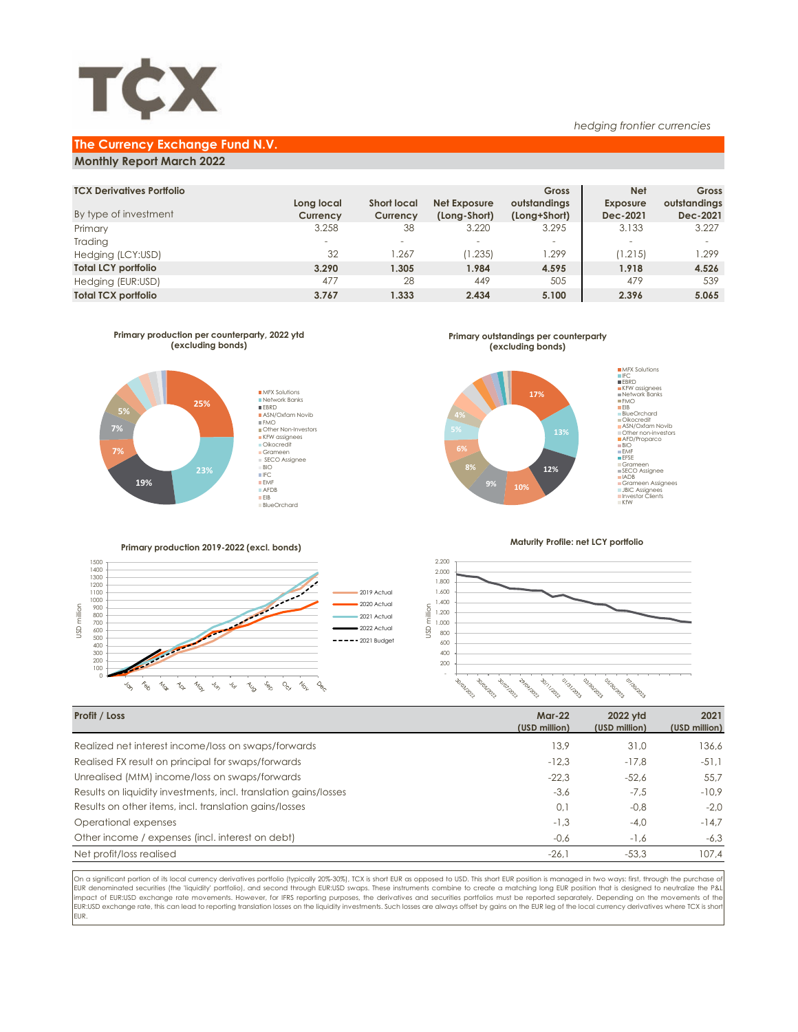TCX

*hedging frontier currencies*

# The Currency Exchange Fund N.V.

## Monthly Report March 2022

| TCX Derivatives Portfolio<br>By type of investment | Long local Currency | Short local Currency | Net Exposure (Long-Short) | Gross outstandings (Long+Short) | Net Exposure Dec-2021 | Gross outstandings Dec-2021 |
|---|---|---|---|---|---|---|
| Primary | 3.258 | 38 | 3.220 | 3.295 | 3.133 | 3.227 |
| Trading | - | - | - | - | - | - |
| Hedging (LCY:USD) | 32 | 1.267 | (1.235) | 1.299 | (1.215) | 1.299 |
| **Total LCY portfolio** | **3.290** | **1.305** | **1.984** | **4.595** | **1.918** | **4.526** |
| Hedging (EUR:USD) | 477 | 28 | 449 | 505 | 479 | 539 |
| **Total TCX portfolio** | **3.767** | **1.333** | **2.434** | **5.100** | **2.396** | **5.065** |

**Primary production per counterparty, 2022 ytd (excluding bonds)**

MFX Solutions, Network Banks, EBRD, ASN/Oxfam Novib, FMO, Other Non-Investors, KFW assignees, Oikocredit, Grameen, SECO Assignee, BIO, IFC, EMF, AFDB, EIB, BlueOrchard

**Primary outstandings per counterparty (excluding bonds)**

MFX Solutions, IFC, EBRD, KFW assignees, Network Banks, FMO, EIB, BlueOrchard, Oikocredit, ASN/Oxfam Novib, Other non-investors, AFD/Proparco, BIO, EMF, EFSE, Grameen, SECO Assignee, IADB, Grameen Assignees, JBIC Assignees, Investor Clients, KfW

**Primary production 2019-2022 (excl. bonds)**

2019 Actual, 2020 Actual, 2021 Actual, 2022 Actual, 2021 Budget

**Maturity Profile: net LCY portfolio**

| Profit / Loss | Mar-22 (USD million) | 2022 ytd (USD million) | 2021 (USD million) |
|---|---|---|---|
| Realized net interest income/loss on swaps/forwards | 13,9 | 31,0 | 136,6 |
| Realised FX result on principal for swaps/forwards | -12,3 | -17,8 | -51,1 |
| Unrealised (MtM) income/loss on swaps/forwards | -22,3 | -52,6 | 55,7 |
| Results on liquidity investments, incl. translation gains/losses | -3,6 | -7,5 | -10,9 |
| Results on other items, incl. translation gains/losses | 0,1 | -0,8 | -2,0 |
| Operational expenses | -1,3 | -4,0 | -14,7 |
| Other income / expenses (incl. interest on debt) | -0,6 | -1,6 | -6,3 |
| Net profit/loss realised | -26,1 | -53,3 | 107,4 |

On a significant portion of its local currency derivatives portfolio (typically 20%-30%), TCX is short EUR as opposed to USD. This short EUR position is managed in two ways: first, through the purchase of EUR denominated securities (the 'liquidity' portfolio), and second through EUR:USD swaps. These instruments combine to create a matching long EUR position that is designed to neutralize the P&L impact of EUR:USD exchange rate movements. However, for IFRS reporting purposes, the derivatives and securities portfolios must be reported separately. Depending on the movements of the EUR:USD exchange rate, this can lead to reporting translation losses on the liquidity investments. Such losses are always offset by gains on the EUR leg of the local currency derivatives where TCX is short EUR.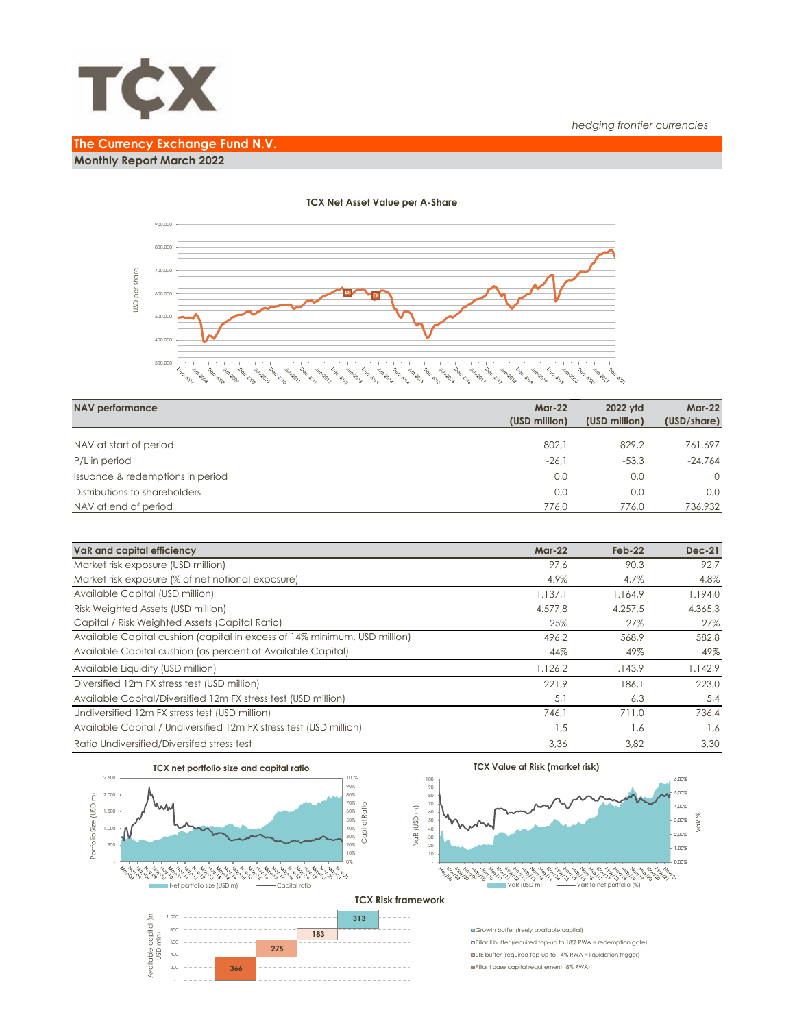*hedging frontier currencies*

## The Currency Exchange Fund N.V.

### Monthly Report March 2022

**TCX Net Asset Value per A-Share**

| NAV performance | Mar-22 (USD million) | 2022 ytd (USD million) | Mar-22 (USD/share) |
|---|---|---|---|
| NAV at start of period | 802,1 | 829,2 | 761.697 |
| P/L in period | -26,1 | -53,3 | -24.764 |
| Issuance & redemptions in period | 0,0 | 0,0 | 0 |
| Distributions to shareholders | 0,0 | 0,0 | 0,0 |
| NAV at end of period | 776,0 | 776,0 | 736.932 |

| VaR and capital efficiency | Mar-22 | Feb-22 | Dec-21 |
|---|---|---|---|
| Market risk exposure (USD million) | 97,6 | 90,3 | 92,7 |
| Market risk exposure (% of net notional exposure) | 4,9% | 4,7% | 4,8% |
| Available Capital (USD million) | 1.137,1 | 1.164,9 | 1.194,0 |
| Risk Weighted Assets (USD million) | 4.577,8 | 4.257,5 | 4.365,3 |
| Capital / Risk Weighted Assets (Capital Ratio) | 25% | 27% | 27% |
| Available Capital cushion (capital in excess of 14% minimum, USD million) | 496,2 | 568,9 | 582,8 |
| Available Capital cushion (as percent of Available Capital) | 44% | 49% | 49% |
| Available Liquidity (USD million) | 1.126,2 | 1.143,9 | 1.142,9 |
| Diversified 12m FX stress test (USD million) | 221,9 | 186,1 | 223,0 |
| Available Capital/Diversified 12m FX stress test (USD million) | 5,1 | 6,3 | 5,4 |
| Undiversified 12m FX stress test (USD million) | 746,1 | 711,0 | 736,4 |
| Available Capital / Undiversified 12m FX stress test (USD million) | 1,5 | 1,6 | 1,6 |
| Ratio Undiversified/Diversifed stress test | 3,36 | 3,82 | 3,30 |

**TCX net portfolio size and capital ratio**

**TCX Value at Risk (market risk)**

**TCX Risk framework**

- Growth buffer (freely available capital): 313
- Pillar II buffer (required top-up to 18% RWA = redemption gate): 183
- LTE buffer (required top-up to 14% RWA = liquidation trigger): 275
- Pillar I base capital requirement (8% RWA): 366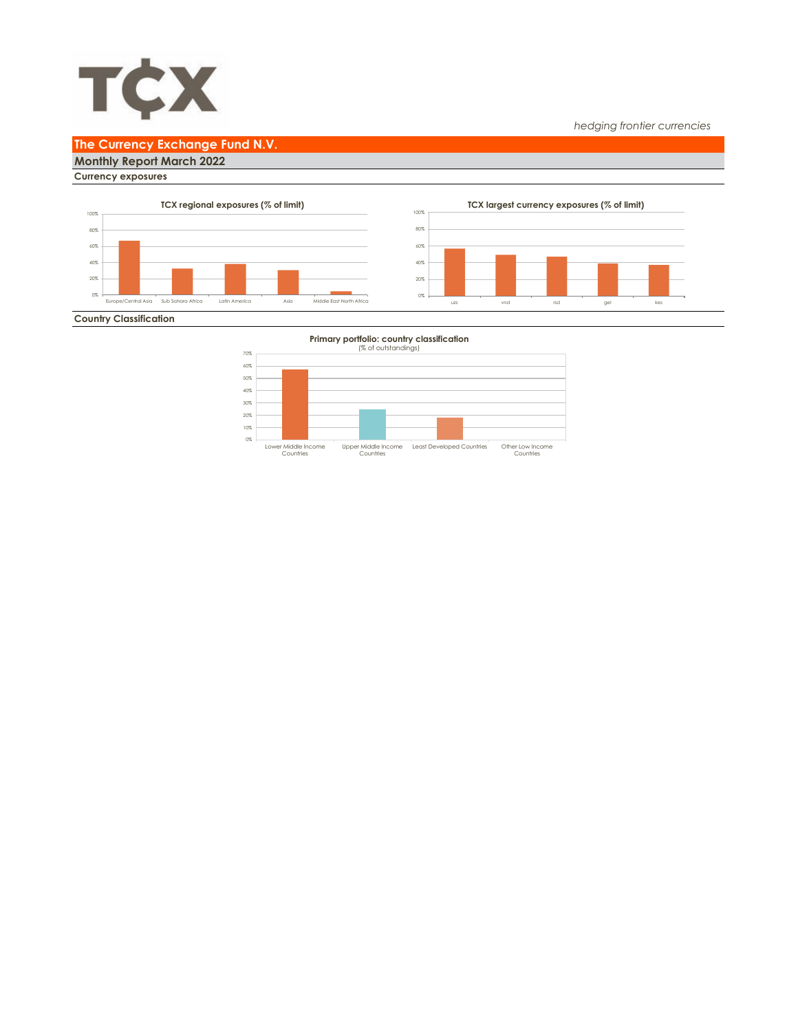*hedging frontier currencies*

## The Currency Exchange Fund N.V.

### Monthly Report March 2022

#### Currency exposures

**TCX regional exposures (% of limit)**

100%
80%
60%
40%
20%
0%

Europe/Central Asia
Sub Sahara Africa
Latin America
Asia
Middle East North Africa

**TCX largest currency exposures (% of limit)**

100%
80%
60%
40%
20%
0%

uzs
vnd
rsd
gel
kes

#### Country Classification

**Primary portfolio: country classification**
(% of outstandings)

70%
60%
50%
40%
30%
20%
10%
0%

Lower Middle Income Countries
Upper Middle Income Countries
Least Developed Countries
Other Low Income Countries